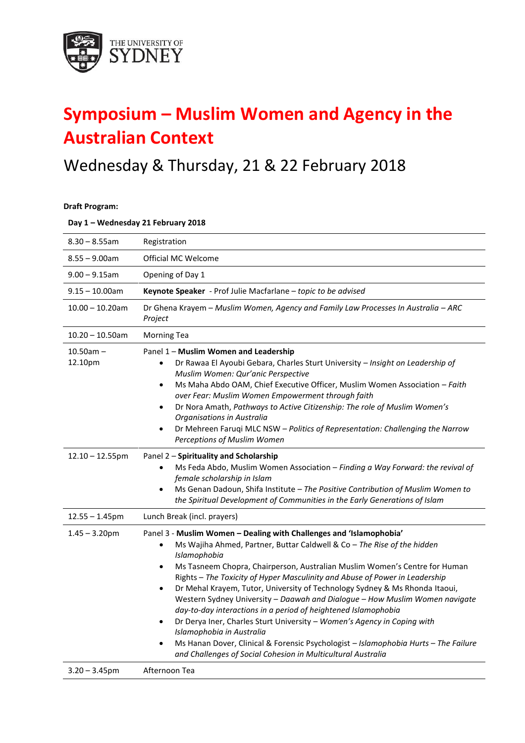THE UNIVERSITY OF SYDNEY

# Symposium – Muslim Women and Agency in the Australian Context

## Wednesday & Thursday, 21 & 22 February 2018

**Draft Program:**

**Day 1 – Wednesday 21 February 2018**

| Time | Session |
| --- | --- |
| 8.30 – 8.55am | Registration |
| 8.55 – 9.00am | Official MC Welcome |
| 9.00 – 9.15am | Opening of Day 1 |
| 9.15 – 10.00am | **Keynote Speaker** - Prof Julie Macfarlane – *topic to be advised* |
| 10.00 – 10.20am | Dr Ghena Krayem – *Muslim Women, Agency and Family Law Processes In Australia – ARC Project* |
| 10.20 – 10.50am | Morning Tea |
| 10.50am – 12.10pm | Panel 1 – **Muslim Women and Leadership**<br>• Dr Rawaa El Ayoubi Gebara, Charles Sturt University – *Insight on Leadership of Muslim Women: Qur'anic Perspective*<br>• Ms Maha Abdo OAM, Chief Executive Officer, Muslim Women Association – *Faith over Fear: Muslim Women Empowerment through faith*<br>• Dr Nora Amath, *Pathways to Active Citizenship: The role of Muslim Women's Organisations in Australia*<br>• Dr Mehreen Faruqi MLC NSW – *Politics of Representation: Challenging the Narrow Perceptions of Muslim Women* |
| 12.10 – 12.55pm | Panel 2 – **Spirituality and Scholarship**<br>• Ms Feda Abdo, Muslim Women Association – *Finding a Way Forward: the revival of female scholarship in Islam*<br>• Ms Genan Dadoun, Shifa Institute – *The Positive Contribution of Muslim Women to the Spiritual Development of Communities in the Early Generations of Islam* |
| 12.55 – 1.45pm | Lunch Break (incl. prayers) |
| 1.45 – 3.20pm | Panel 3 - **Muslim Women – Dealing with Challenges and 'Islamophobia'**<br>• Ms Wajiha Ahmed, Partner, Buttar Caldwell & Co – *The Rise of the hidden Islamophobia*<br>• Ms Tasneem Chopra, Chairperson, Australian Muslim Women's Centre for Human Rights – *The Toxicity of Hyper Masculinity and Abuse of Power in Leadership*<br>• Dr Mehal Krayem, Tutor, University of Technology Sydney & Ms Rhonda Itaoui, Western Sydney University – *Daawah and Dialogue – How Muslim Women navigate day-to-day interactions in a period of heightened Islamophobia*<br>• Dr Derya Iner, Charles Sturt University – *Women's Agency in Coping with Islamophobia in Australia*<br>• Ms Hanan Dover, Clinical & Forensic Psychologist – *Islamophobia Hurts – The Failure and Challenges of Social Cohesion in Multicultural Australia* |
| 3.20 – 3.45pm | Afternoon Tea |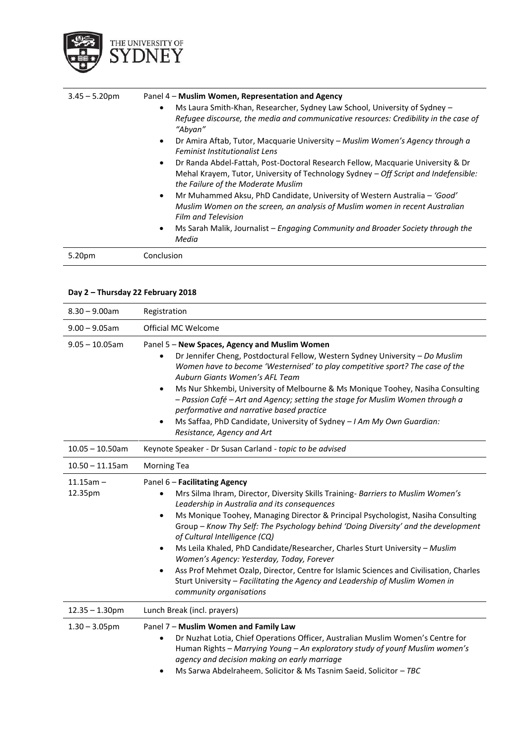| | |
|---|---|
| 3.45 – 5.20pm | Panel 4 – **Muslim Women, Representation and Agency**<br>• Ms Laura Smith-Khan, Researcher, Sydney Law School, University of Sydney – *Refugee discourse, the media and communicative resources: Credibility in the case of "Abyan"*<br>• Dr Amira Aftab, Tutor, Macquarie University – *Muslim Women's Agency through a Feminist Institutionalist Lens*<br>• Dr Randa Abdel-Fattah, Post-Doctoral Research Fellow, Macquarie University & Dr Mehal Krayem, Tutor, University of Technology Sydney – *Off Script and Indefensible: the Failure of the Moderate Muslim*<br>• Mr Muhammed Aksu, PhD Candidate, University of Western Australia – *'Good' Muslim Women on the screen, an analysis of Muslim women in recent Australian Film and Television*<br>• Ms Sarah Malik, Journalist – *Engaging Community and Broader Society through the Media* |
| 5.20pm | Conclusion |

**Day 2 – Thursday 22 February 2018**

| | |
|---|---|
| 8.30 – 9.00am | Registration |
| 9.00 – 9.05am | Official MC Welcome |
| 9.05 – 10.05am | Panel 5 – **New Spaces, Agency and Muslim Women**<br>• Dr Jennifer Cheng, Postdoctural Fellow, Western Sydney University – *Do Muslim Women have to become 'Westernised' to play competitive sport? The case of the Auburn Giants Women's AFL Team*<br>• Ms Nur Shkembi, University of Melbourne & Ms Monique Toohey, Nasiha Consulting – *Passion Café – Art and Agency; setting the stage for Muslim Women through a performative and narrative based practice*<br>• Ms Saffaa, PhD Candidate, University of Sydney – *I Am My Own Guardian: Resistance, Agency and Art* |
| 10.05 – 10.50am | Keynote Speaker - Dr Susan Carland - *topic to be advised* |
| 10.50 – 11.15am | Morning Tea |
| 11.15am – 12.35pm | Panel 6 – **Facilitating Agency**<br>• Mrs Silma Ihram, Director, Diversity Skills Training- *Barriers to Muslim Women's Leadership in Australia and its consequences*<br>• Ms Monique Toohey, Managing Director & Principal Psychologist, Nasiha Consulting Group – *Know Thy Self: The Psychology behind 'Doing Diversity' and the development of Cultural Intelligence (CQ)*<br>• Ms Leila Khaled, PhD Candidate/Researcher, Charles Sturt University – *Muslim Women's Agency: Yesterday, Today, Forever*<br>• Ass Prof Mehmet Ozalp, Director, Centre for Islamic Sciences and Civilisation, Charles Sturt University – *Facilitating the Agency and Leadership of Muslim Women in community organisations* |
| 12.35 – 1.30pm | Lunch Break (incl. prayers) |
| 1.30 – 3.05pm | Panel 7 – **Muslim Women and Family Law**<br>• Dr Nuzhat Lotia, Chief Operations Officer, Australian Muslim Women's Centre for Human Rights – *Marrying Young – An exploratory study of younf Muslim women's agency and decision making on early marriage*<br>• Ms Sarwa Abdelraheem, Solicitor & Ms Tasnim Saeid, Solicitor – *TBC* |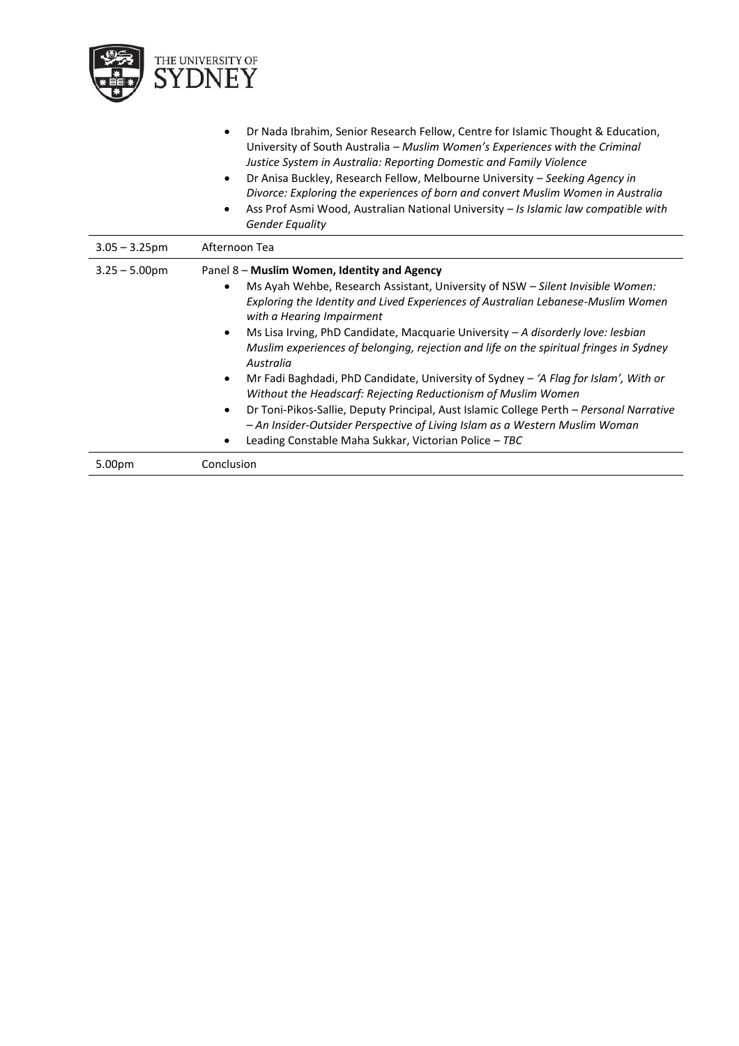| | |
|---|---|
| | • Dr Nada Ibrahim, Senior Research Fellow, Centre for Islamic Thought & Education, University of South Australia – *Muslim Women's Experiences with the Criminal Justice System in Australia: Reporting Domestic and Family Violence*<br>• Dr Anisa Buckley, Research Fellow, Melbourne University – *Seeking Agency in Divorce: Exploring the experiences of born and convert Muslim Women in Australia*<br>• Ass Prof Asmi Wood, Australian National University – *Is Islamic law compatible with Gender Equality* |
| 3.05 – 3.25pm | Afternoon Tea |
| 3.25 – 5.00pm | Panel 8 – **Muslim Women, Identity and Agency**<br>• Ms Ayah Wehbe, Research Assistant, University of NSW – *Silent Invisible Women: Exploring the Identity and Lived Experiences of Australian Lebanese-Muslim Women with a Hearing Impairment*<br>• Ms Lisa Irving, PhD Candidate, Macquarie University – *A disorderly love: lesbian Muslim experiences of belonging, rejection and life on the spiritual fringes in Sydney Australia*<br>• Mr Fadi Baghdadi, PhD Candidate, University of Sydney – *'A Flag for Islam', With or Without the Headscarf: Rejecting Reductionism of Muslim Women*<br>• Dr Toni-Pikos-Sallie, Deputy Principal, Aust Islamic College Perth – *Personal Narrative – An Insider-Outsider Perspective of Living Islam as a Western Muslim Woman*<br>• Leading Constable Maha Sukkar, Victorian Police – *TBC* |
| 5.00pm | Conclusion |